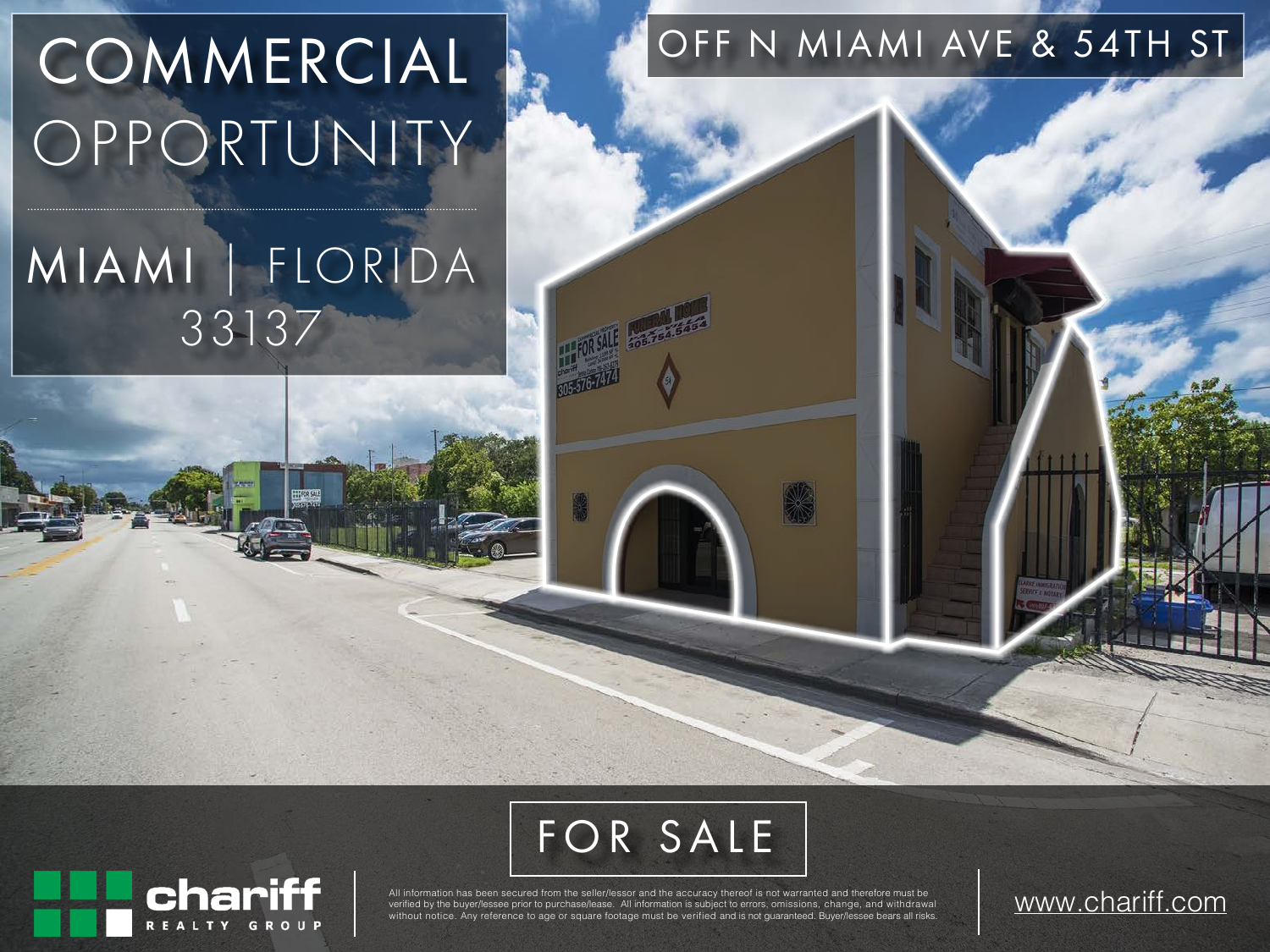# COMMERCIAL OPPORTUNITY

## MIAMI | FLORIDA 33137

OFF N MIAMI AVE & 54TH ST

FOR SALE

chariff REALTY GROUP

All information has been secured from the seller/lessor and the accuracy thereof is not warranted and therefore must be verified by the buyer/lessee prior to purchase/lease. All information is subject to errors, omissions, change, and withdrawal without notice. Any reference to age or square footage must be verified and is not guaranteed. Buyer/lessee bears all risks.

www.chariff.com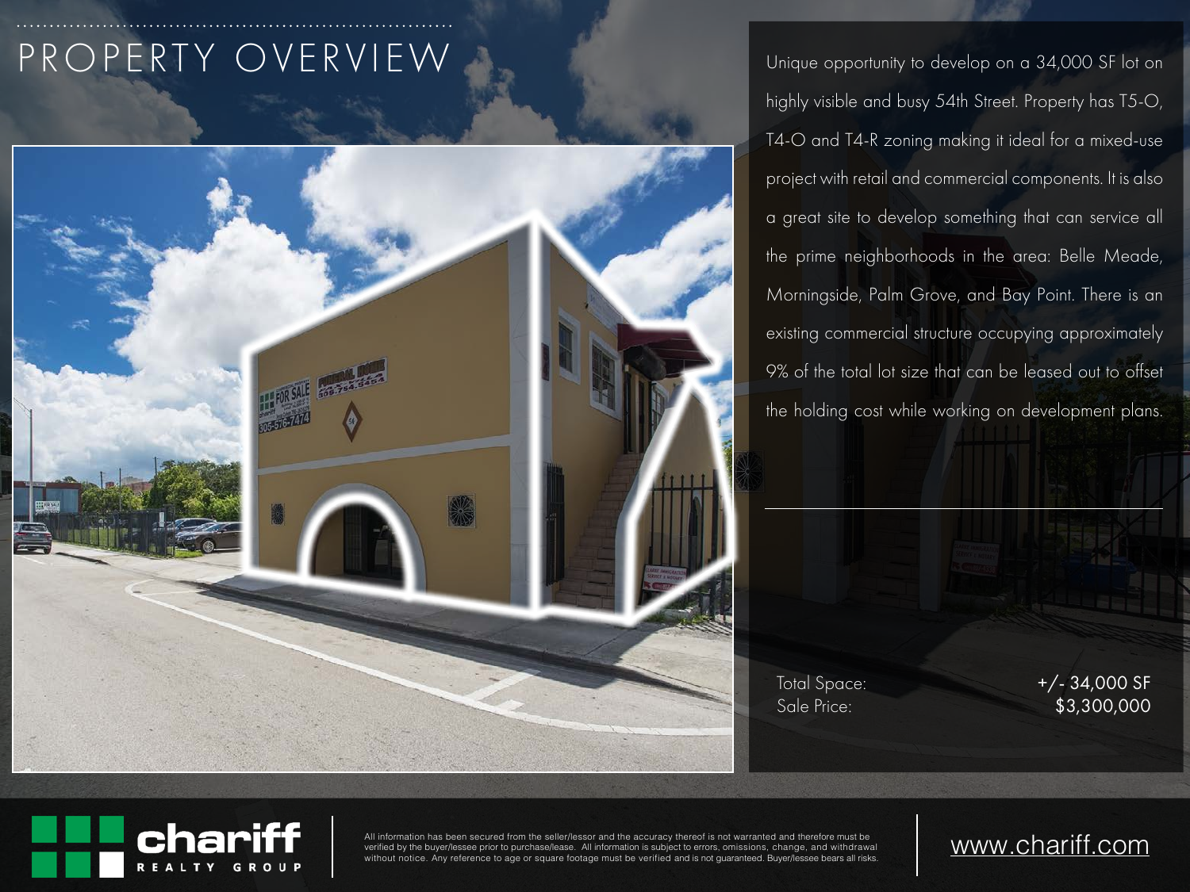# PROPERTY OVERVIEW

Unique opportunity to develop on a 34,000 SF lot on highly visible and busy 54th Street. Property has T5-O, T4-O and T4-R zoning making it ideal for a mixed-use project with retail and commercial components. It is also a great site to develop something that can service all the prime neighborhoods in the area: Belle Meade, Morningside, Palm Grove, and Bay Point. There is an existing commercial structure occupying approximately 9% of the total lot size that can be leased out to offset the holding cost while working on development plans.

| | |
|---|---|
| Total Space: | +/- 34,000 SF |
| Sale Price: | $3,300,000 |

All information has been secured from the seller/lessor and the accuracy thereof is not warranted and therefore must be verified by the buyer/lessee prior to purchase/lease. All information is subject to errors, omissions, change, and withdrawal without notice. Any reference to age or square footage must be verified and is not guaranteed. Buyer/lessee bears all risks.

chariff REALTY GROUP

www.chariff.com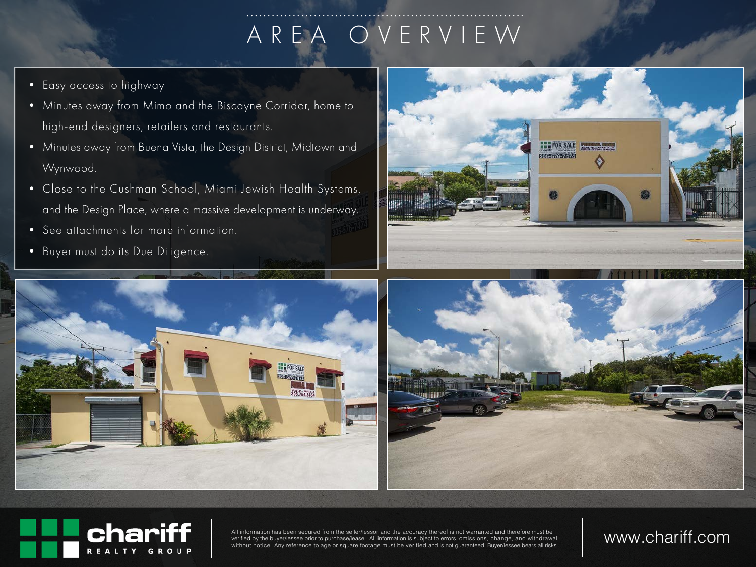# AREA OVERVIEW

- Easy access to highway
- Minutes away from Mimo and the Biscayne Corridor, home to high-end designers, retailers and restaurants.
- Minutes away from Buena Vista, the Design District, Midtown and Wynwood.
- Close to the Cushman School, Miami Jewish Health Systems, and the Design Place, where a massive development is underway.
- See attachments for more information.
- Buyer must do its Due Diligence.

chariff REALTY GROUP

All information has been secured from the seller/lessor and the accuracy thereof is not warranted and therefore must be verified by the buyer/lessee prior to purchase/lease. All information is subject to errors, omissions, change, and withdrawal without notice. Any reference to age or square footage must be verified and is not guaranteed. Buyer/lessee bears all risks.

www.chariff.com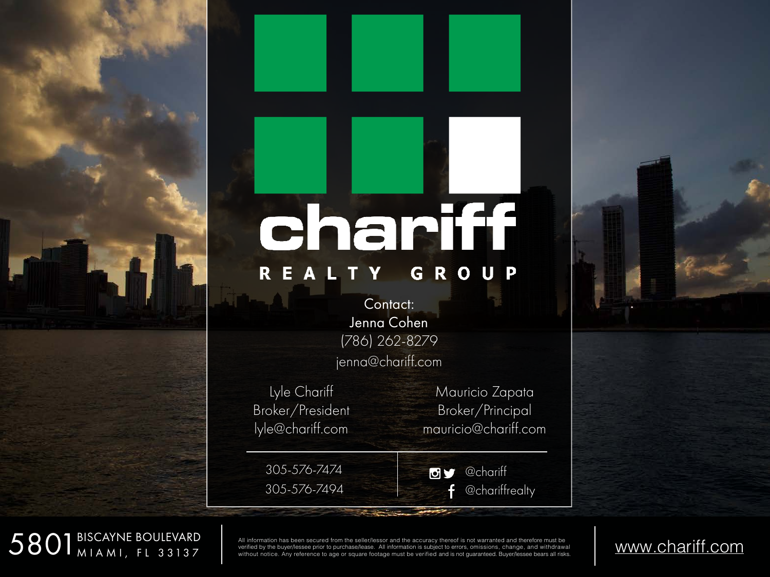# chariff

**REALTY GROUP**

Contact:
Jenna Cohen
(786) 262-8279
jenna@chariff.com

Lyle Chariff
Broker/President
lyle@chariff.com

Mauricio Zapata
Broker/Principal
mauricio@chariff.com

305-576-7474
305-576-7494

@chariff
@chariffrealty

5801 BISCAYNE BOULEVARD
MIAMI, FL 33137

All information has been secured from the seller/lessor and the accuracy thereof is not warranted and therefore must be verified by the buyer/lessee prior to purchase/lease. All information is subject to errors, omissions, change, and withdrawal without notice. Any reference to age or square footage must be verified and is not guaranteed. Buyer/lessee bears all risks.

www.chariff.com